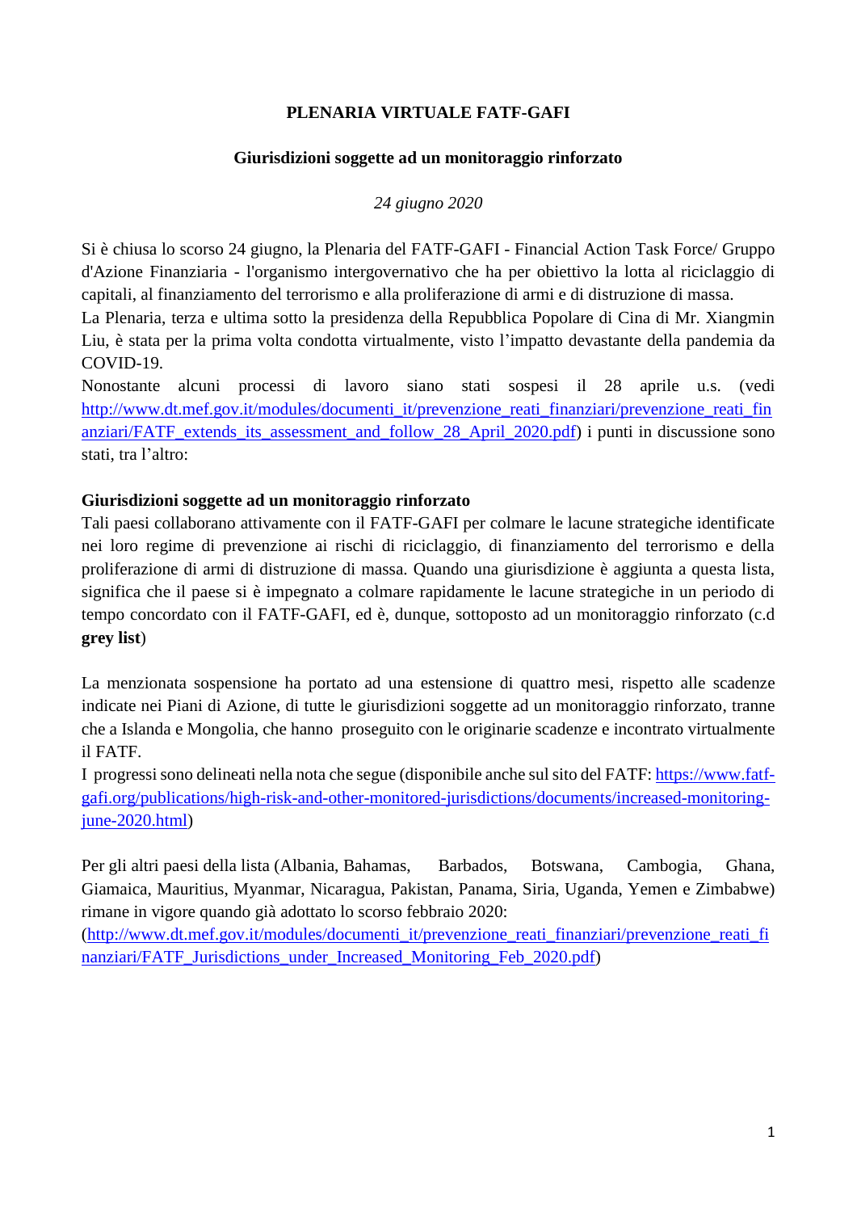**PLENARIA VIRTUALE FATF-GAFI**

**Giurisdizioni soggette ad un monitoraggio rinforzato**

*24 giugno 2020*

Si è chiusa lo scorso 24 giugno, la Plenaria del FATF-GAFI - Financial Action Task Force/ Gruppo d'Azione Finanziaria - l'organismo intergovernativo che ha per obiettivo la lotta al riciclaggio di capitali, al finanziamento del terrorismo e alla proliferazione di armi e di distruzione di massa.
La Plenaria, terza e ultima sotto la presidenza della Repubblica Popolare di Cina di Mr. Xiangmin Liu, è stata per la prima volta condotta virtualmente, visto l'impatto devastante della pandemia da COVID-19.
Nonostante alcuni processi di lavoro siano stati sospesi il 28 aprile u.s. (vedi http://www.dt.mef.gov.it/modules/documenti_it/prevenzione_reati_finanziari/prevenzione_reati_finanziari/FATF_extends_its_assessment_and_follow_28_April_2020.pdf) i punti in discussione sono stati, tra l'altro:

**Giurisdizioni soggette ad un monitoraggio rinforzato**
Tali paesi collaborano attivamente con il FATF-GAFI per colmare le lacune strategiche identificate nei loro regime di prevenzione ai rischi di riciclaggio, di finanziamento del terrorismo e della proliferazione di armi di distruzione di massa. Quando una giurisdizione è aggiunta a questa lista, significa che il paese si è impegnato a colmare rapidamente le lacune strategiche in un periodo di tempo concordato con il FATF-GAFI, ed è, dunque, sottoposto ad un monitoraggio rinforzato (c.d **grey list**)

La menzionata sospensione ha portato ad una estensione di quattro mesi, rispetto alle scadenze indicate nei Piani di Azione, di tutte le giurisdizioni soggette ad un monitoraggio rinforzato, tranne che a Islanda e Mongolia, che hanno proseguito con le originarie scadenze e incontrato virtualmente il FATF.
I progressi sono delineati nella nota che segue (disponibile anche sul sito del FATF: https://www.fatf-gafi.org/publications/high-risk-and-other-monitored-jurisdictions/documents/increased-monitoring-june-2020.html)

Per gli altri paesi della lista (Albania, Bahamas, Barbados, Botswana, Cambogia, Ghana, Giamaica, Mauritius, Myanmar, Nicaragua, Pakistan, Panama, Siria, Uganda, Yemen e Zimbabwe) rimane in vigore quando già adottato lo scorso febbraio 2020:
(http://www.dt.mef.gov.it/modules/documenti_it/prevenzione_reati_finanziari/prevenzione_reati_finanziari/FATF_Jurisdictions_under_Increased_Monitoring_Feb_2020.pdf)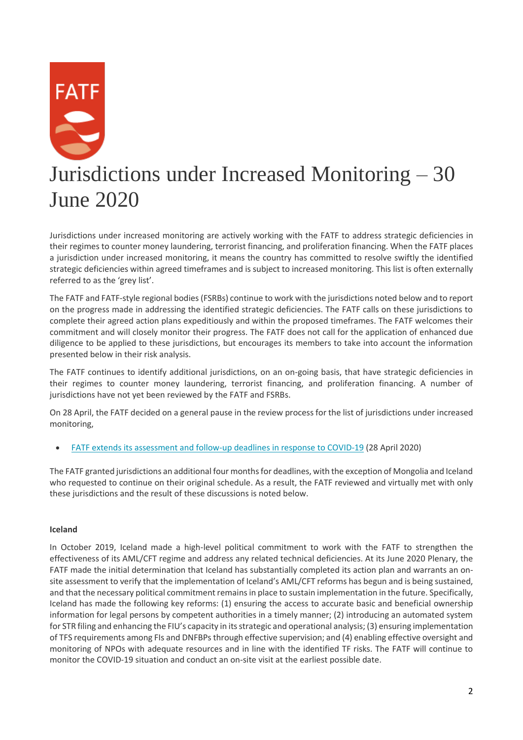# Jurisdictions under Increased Monitoring – 30 June 2020

Jurisdictions under increased monitoring are actively working with the FATF to address strategic deficiencies in their regimes to counter money laundering, terrorist financing, and proliferation financing. When the FATF places a jurisdiction under increased monitoring, it means the country has committed to resolve swiftly the identified strategic deficiencies within agreed timeframes and is subject to increased monitoring. This list is often externally referred to as the 'grey list'.

The FATF and FATF-style regional bodies (FSRBs) continue to work with the jurisdictions noted below and to report on the progress made in addressing the identified strategic deficiencies. The FATF calls on these jurisdictions to complete their agreed action plans expeditiously and within the proposed timeframes. The FATF welcomes their commitment and will closely monitor their progress. The FATF does not call for the application of enhanced due diligence to be applied to these jurisdictions, but encourages its members to take into account the information presented below in their risk analysis.

The FATF continues to identify additional jurisdictions, on an on-going basis, that have strategic deficiencies in their regimes to counter money laundering, terrorist financing, and proliferation financing. A number of jurisdictions have not yet been reviewed by the FATF and FSRBs.

On 28 April, the FATF decided on a general pause in the review process for the list of jurisdictions under increased monitoring,

- FATF extends its assessment and follow-up deadlines in response to COVID-19 (28 April 2020)

The FATF granted jurisdictions an additional four months for deadlines, with the exception of Mongolia and Iceland who requested to continue on their original schedule. As a result, the FATF reviewed and virtually met with only these jurisdictions and the result of these discussions is noted below.

**Iceland**

In October 2019, Iceland made a high-level political commitment to work with the FATF to strengthen the effectiveness of its AML/CFT regime and address any related technical deficiencies. At its June 2020 Plenary, the FATF made the initial determination that Iceland has substantially completed its action plan and warrants an on-site assessment to verify that the implementation of Iceland's AML/CFT reforms has begun and is being sustained, and that the necessary political commitment remains in place to sustain implementation in the future. Specifically, Iceland has made the following key reforms: (1) ensuring the access to accurate basic and beneficial ownership information for legal persons by competent authorities in a timely manner; (2) introducing an automated system for STR filing and enhancing the FIU's capacity in its strategic and operational analysis; (3) ensuring implementation of TFS requirements among FIs and DNFBPs through effective supervision; and (4) enabling effective oversight and monitoring of NPOs with adequate resources and in line with the identified TF risks. The FATF will continue to monitor the COVID-19 situation and conduct an on-site visit at the earliest possible date.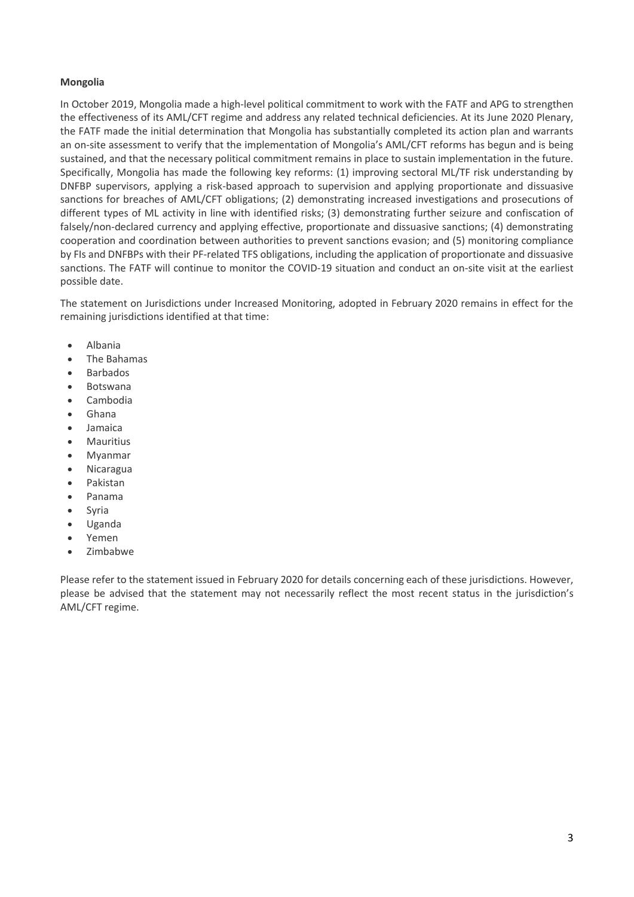**Mongolia**

In October 2019, Mongolia made a high-level political commitment to work with the FATF and APG to strengthen the effectiveness of its AML/CFT regime and address any related technical deficiencies. At its June 2020 Plenary, the FATF made the initial determination that Mongolia has substantially completed its action plan and warrants an on-site assessment to verify that the implementation of Mongolia's AML/CFT reforms has begun and is being sustained, and that the necessary political commitment remains in place to sustain implementation in the future. Specifically, Mongolia has made the following key reforms: (1) improving sectoral ML/TF risk understanding by DNFBP supervisors, applying a risk-based approach to supervision and applying proportionate and dissuasive sanctions for breaches of AML/CFT obligations; (2) demonstrating increased investigations and prosecutions of different types of ML activity in line with identified risks; (3) demonstrating further seizure and confiscation of falsely/non-declared currency and applying effective, proportionate and dissuasive sanctions; (4) demonstrating cooperation and coordination between authorities to prevent sanctions evasion; and (5) monitoring compliance by FIs and DNFBPs with their PF-related TFS obligations, including the application of proportionate and dissuasive sanctions. The FATF will continue to monitor the COVID-19 situation and conduct an on-site visit at the earliest possible date.

The statement on Jurisdictions under Increased Monitoring, adopted in February 2020 remains in effect for the remaining jurisdictions identified at that time:

- Albania
- The Bahamas
- Barbados
- Botswana
- Cambodia
- Ghana
- Jamaica
- Mauritius
- Myanmar
- Nicaragua
- Pakistan
- Panama
- Syria
- Uganda
- Yemen
- Zimbabwe

Please refer to the statement issued in February 2020 for details concerning each of these jurisdictions. However, please be advised that the statement may not necessarily reflect the most recent status in the jurisdiction's AML/CFT regime.